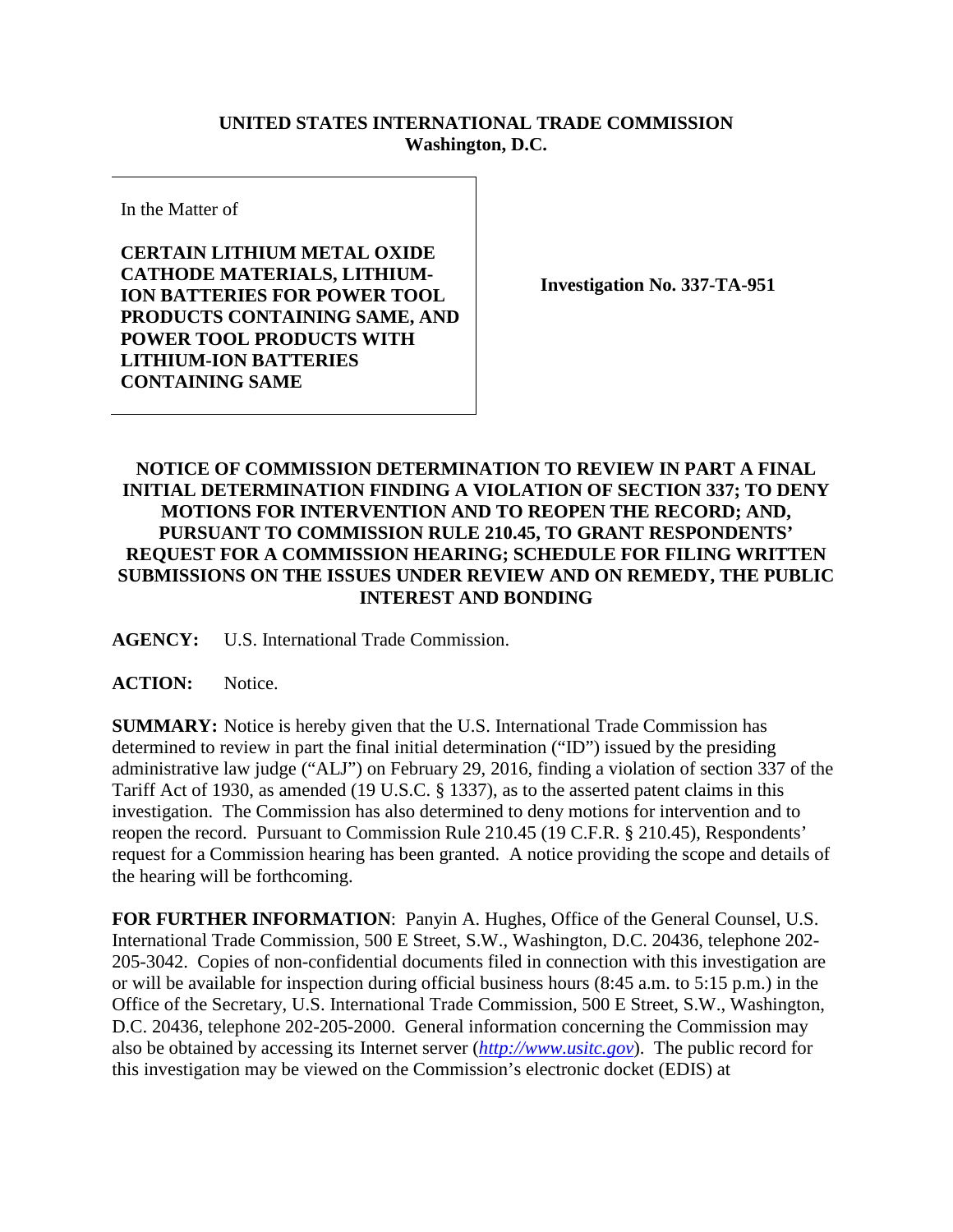**UNITED STATES INTERNATIONAL TRADE COMMISSION**
**Washington, D.C.**

| In the Matter of<br><br>**CERTAIN LITHIUM METAL OXIDE CATHODE MATERIALS, LITHIUM-ION BATTERIES FOR POWER TOOL PRODUCTS CONTAINING SAME, AND POWER TOOL PRODUCTS WITH LITHIUM-ION BATTERIES CONTAINING SAME** | **Investigation No. 337-TA-951** |
|---|---|

**NOTICE OF COMMISSION DETERMINATION TO REVIEW IN PART A FINAL INITIAL DETERMINATION FINDING A VIOLATION OF SECTION 337; TO DENY MOTIONS FOR INTERVENTION AND TO REOPEN THE RECORD; AND, PURSUANT TO COMMISSION RULE 210.45, TO GRANT RESPONDENTS' REQUEST FOR A COMMISSION HEARING; SCHEDULE FOR FILING WRITTEN SUBMISSIONS ON THE ISSUES UNDER REVIEW AND ON REMEDY, THE PUBLIC INTEREST AND BONDING**

**AGENCY:** U.S. International Trade Commission.

**ACTION:** Notice.

**SUMMARY:** Notice is hereby given that the U.S. International Trade Commission has determined to review in part the final initial determination ("ID") issued by the presiding administrative law judge ("ALJ") on February 29, 2016, finding a violation of section 337 of the Tariff Act of 1930, as amended (19 U.S.C. § 1337), as to the asserted patent claims in this investigation. The Commission has also determined to deny motions for intervention and to reopen the record. Pursuant to Commission Rule 210.45 (19 C.F.R. § 210.45), Respondents' request for a Commission hearing has been granted. A notice providing the scope and details of the hearing will be forthcoming.

**FOR FURTHER INFORMATION**: Panyin A. Hughes, Office of the General Counsel, U.S. International Trade Commission, 500 E Street, S.W., Washington, D.C. 20436, telephone 202-205-3042. Copies of non-confidential documents filed in connection with this investigation are or will be available for inspection during official business hours (8:45 a.m. to 5:15 p.m.) in the Office of the Secretary, U.S. International Trade Commission, 500 E Street, S.W., Washington, D.C. 20436, telephone 202-205-2000. General information concerning the Commission may also be obtained by accessing its Internet server (*http://www.usitc.gov*). The public record for this investigation may be viewed on the Commission's electronic docket (EDIS) at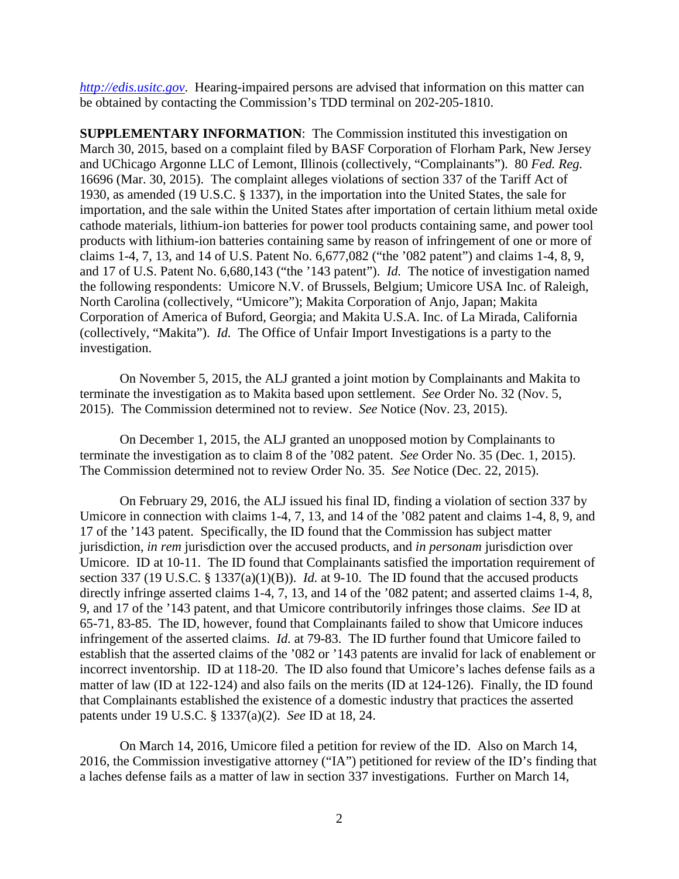*http://edis.usitc.gov*. Hearing-impaired persons are advised that information on this matter can be obtained by contacting the Commission's TDD terminal on 202-205-1810.

**SUPPLEMENTARY INFORMATION**: The Commission instituted this investigation on March 30, 2015, based on a complaint filed by BASF Corporation of Florham Park, New Jersey and UChicago Argonne LLC of Lemont, Illinois (collectively, "Complainants"). 80 *Fed. Reg.* 16696 (Mar. 30, 2015). The complaint alleges violations of section 337 of the Tariff Act of 1930, as amended (19 U.S.C. § 1337), in the importation into the United States, the sale for importation, and the sale within the United States after importation of certain lithium metal oxide cathode materials, lithium-ion batteries for power tool products containing same, and power tool products with lithium-ion batteries containing same by reason of infringement of one or more of claims 1-4, 7, 13, and 14 of U.S. Patent No. 6,677,082 ("the '082 patent") and claims 1-4, 8, 9, and 17 of U.S. Patent No. 6,680,143 ("the '143 patent"). *Id.* The notice of investigation named the following respondents: Umicore N.V. of Brussels, Belgium; Umicore USA Inc. of Raleigh, North Carolina (collectively, "Umicore"); Makita Corporation of Anjo, Japan; Makita Corporation of America of Buford, Georgia; and Makita U.S.A. Inc. of La Mirada, California (collectively, "Makita"). *Id.* The Office of Unfair Import Investigations is a party to the investigation.

On November 5, 2015, the ALJ granted a joint motion by Complainants and Makita to terminate the investigation as to Makita based upon settlement. *See* Order No. 32 (Nov. 5, 2015). The Commission determined not to review. *See* Notice (Nov. 23, 2015).

On December 1, 2015, the ALJ granted an unopposed motion by Complainants to terminate the investigation as to claim 8 of the '082 patent. *See* Order No. 35 (Dec. 1, 2015). The Commission determined not to review Order No. 35. *See* Notice (Dec. 22, 2015).

On February 29, 2016, the ALJ issued his final ID, finding a violation of section 337 by Umicore in connection with claims 1-4, 7, 13, and 14 of the '082 patent and claims 1-4, 8, 9, and 17 of the '143 patent. Specifically, the ID found that the Commission has subject matter jurisdiction, *in rem* jurisdiction over the accused products, and *in personam* jurisdiction over Umicore. ID at 10-11. The ID found that Complainants satisfied the importation requirement of section 337 (19 U.S.C. § 1337(a)(1)(B)). *Id.* at 9-10. The ID found that the accused products directly infringe asserted claims 1-4, 7, 13, and 14 of the '082 patent; and asserted claims 1-4, 8, 9, and 17 of the '143 patent, and that Umicore contributorily infringes those claims. *See* ID at 65-71, 83-85. The ID, however, found that Complainants failed to show that Umicore induces infringement of the asserted claims. *Id.* at 79-83. The ID further found that Umicore failed to establish that the asserted claims of the '082 or '143 patents are invalid for lack of enablement or incorrect inventorship. ID at 118-20. The ID also found that Umicore's laches defense fails as a matter of law (ID at 122-124) and also fails on the merits (ID at 124-126). Finally, the ID found that Complainants established the existence of a domestic industry that practices the asserted patents under 19 U.S.C. § 1337(a)(2). *See* ID at 18, 24.

On March 14, 2016, Umicore filed a petition for review of the ID. Also on March 14, 2016, the Commission investigative attorney ("IA") petitioned for review of the ID's finding that a laches defense fails as a matter of law in section 337 investigations. Further on March 14,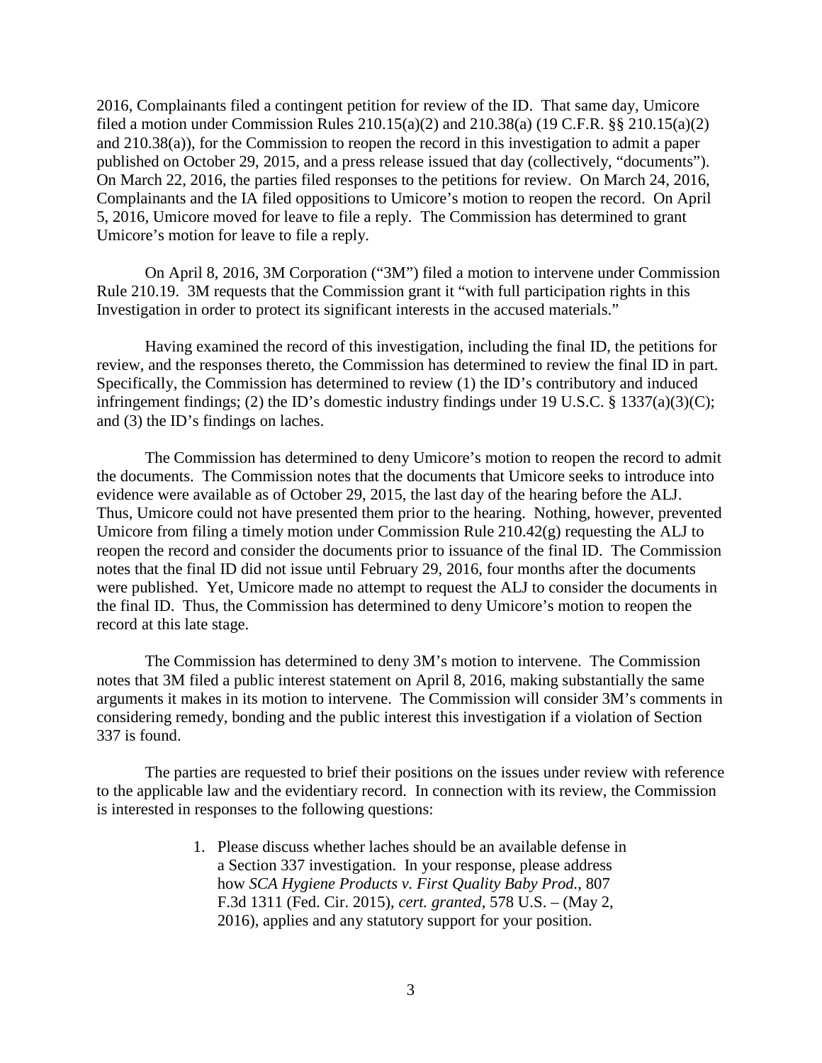2016, Complainants filed a contingent petition for review of the ID. That same day, Umicore filed a motion under Commission Rules 210.15(a)(2) and 210.38(a) (19 C.F.R. §§ 210.15(a)(2) and 210.38(a)), for the Commission to reopen the record in this investigation to admit a paper published on October 29, 2015, and a press release issued that day (collectively, "documents"). On March 22, 2016, the parties filed responses to the petitions for review. On March 24, 2016, Complainants and the IA filed oppositions to Umicore's motion to reopen the record. On April 5, 2016, Umicore moved for leave to file a reply. The Commission has determined to grant Umicore's motion for leave to file a reply.

On April 8, 2016, 3M Corporation ("3M") filed a motion to intervene under Commission Rule 210.19. 3M requests that the Commission grant it "with full participation rights in this Investigation in order to protect its significant interests in the accused materials."

Having examined the record of this investigation, including the final ID, the petitions for review, and the responses thereto, the Commission has determined to review the final ID in part. Specifically, the Commission has determined to review (1) the ID's contributory and induced infringement findings; (2) the ID's domestic industry findings under 19 U.S.C. § 1337(a)(3)(C); and (3) the ID's findings on laches.

The Commission has determined to deny Umicore's motion to reopen the record to admit the documents. The Commission notes that the documents that Umicore seeks to introduce into evidence were available as of October 29, 2015, the last day of the hearing before the ALJ. Thus, Umicore could not have presented them prior to the hearing. Nothing, however, prevented Umicore from filing a timely motion under Commission Rule 210.42(g) requesting the ALJ to reopen the record and consider the documents prior to issuance of the final ID. The Commission notes that the final ID did not issue until February 29, 2016, four months after the documents were published. Yet, Umicore made no attempt to request the ALJ to consider the documents in the final ID. Thus, the Commission has determined to deny Umicore's motion to reopen the record at this late stage.

The Commission has determined to deny 3M's motion to intervene. The Commission notes that 3M filed a public interest statement on April 8, 2016, making substantially the same arguments it makes in its motion to intervene. The Commission will consider 3M's comments in considering remedy, bonding and the public interest this investigation if a violation of Section 337 is found.

The parties are requested to brief their positions on the issues under review with reference to the applicable law and the evidentiary record. In connection with its review, the Commission is interested in responses to the following questions:

1. Please discuss whether laches should be an available defense in a Section 337 investigation. In your response, please address how *SCA Hygiene Products v. First Quality Baby Prod.*, 807 F.3d 1311 (Fed. Cir. 2015), *cert. granted*, 578 U.S. – (May 2, 2016), applies and any statutory support for your position.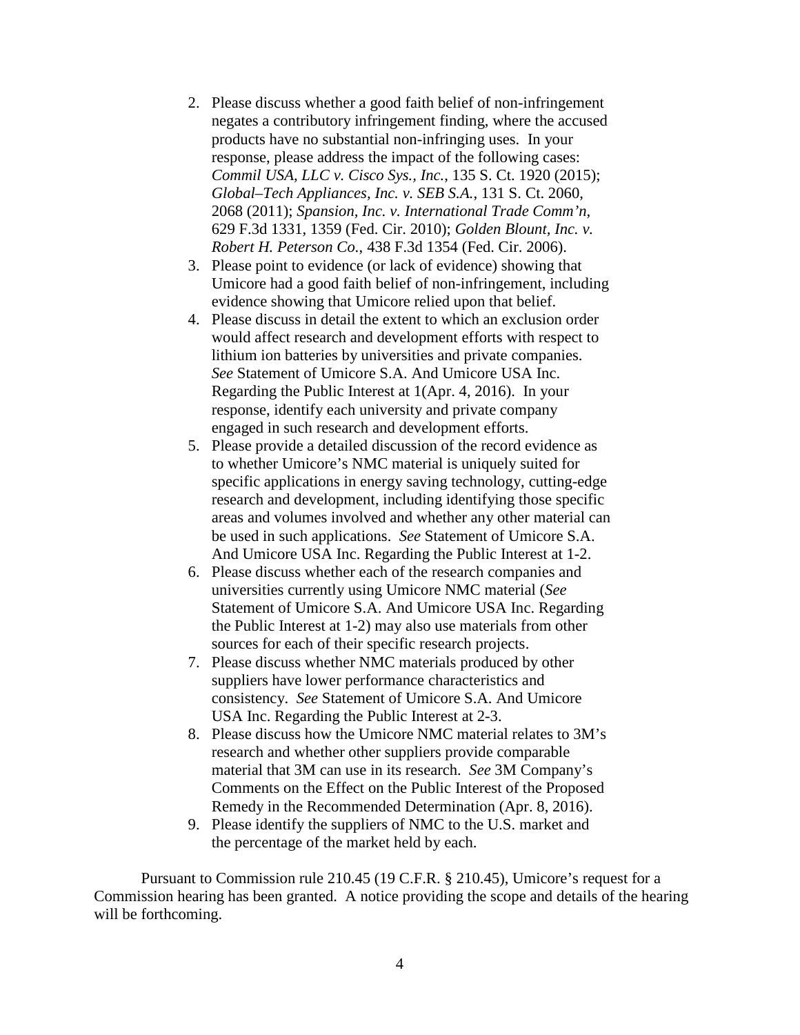2. Please discuss whether a good faith belief of non-infringement negates a contributory infringement finding, where the accused products have no substantial non-infringing uses. In your response, please address the impact of the following cases: *Commil USA, LLC v. Cisco Sys., Inc.*, 135 S. Ct. 1920 (2015); *Global–Tech Appliances, Inc. v. SEB S.A.*, 131 S. Ct. 2060, 2068 (2011); *Spansion, Inc. v. International Trade Comm'n*, 629 F.3d 1331, 1359 (Fed. Cir. 2010); *Golden Blount, Inc. v. Robert H. Peterson Co.*, 438 F.3d 1354 (Fed. Cir. 2006).
3. Please point to evidence (or lack of evidence) showing that Umicore had a good faith belief of non-infringement, including evidence showing that Umicore relied upon that belief.
4. Please discuss in detail the extent to which an exclusion order would affect research and development efforts with respect to lithium ion batteries by universities and private companies. *See* Statement of Umicore S.A. And Umicore USA Inc. Regarding the Public Interest at 1(Apr. 4, 2016). In your response, identify each university and private company engaged in such research and development efforts.
5. Please provide a detailed discussion of the record evidence as to whether Umicore's NMC material is uniquely suited for specific applications in energy saving technology, cutting-edge research and development, including identifying those specific areas and volumes involved and whether any other material can be used in such applications. *See* Statement of Umicore S.A. And Umicore USA Inc. Regarding the Public Interest at 1-2.
6. Please discuss whether each of the research companies and universities currently using Umicore NMC material (*See* Statement of Umicore S.A. And Umicore USA Inc. Regarding the Public Interest at 1-2) may also use materials from other sources for each of their specific research projects.
7. Please discuss whether NMC materials produced by other suppliers have lower performance characteristics and consistency. *See* Statement of Umicore S.A. And Umicore USA Inc. Regarding the Public Interest at 2-3.
8. Please discuss how the Umicore NMC material relates to 3M's research and whether other suppliers provide comparable material that 3M can use in its research. *See* 3M Company's Comments on the Effect on the Public Interest of the Proposed Remedy in the Recommended Determination (Apr. 8, 2016).
9. Please identify the suppliers of NMC to the U.S. market and the percentage of the market held by each.

Pursuant to Commission rule 210.45 (19 C.F.R. § 210.45), Umicore's request for a Commission hearing has been granted. A notice providing the scope and details of the hearing will be forthcoming.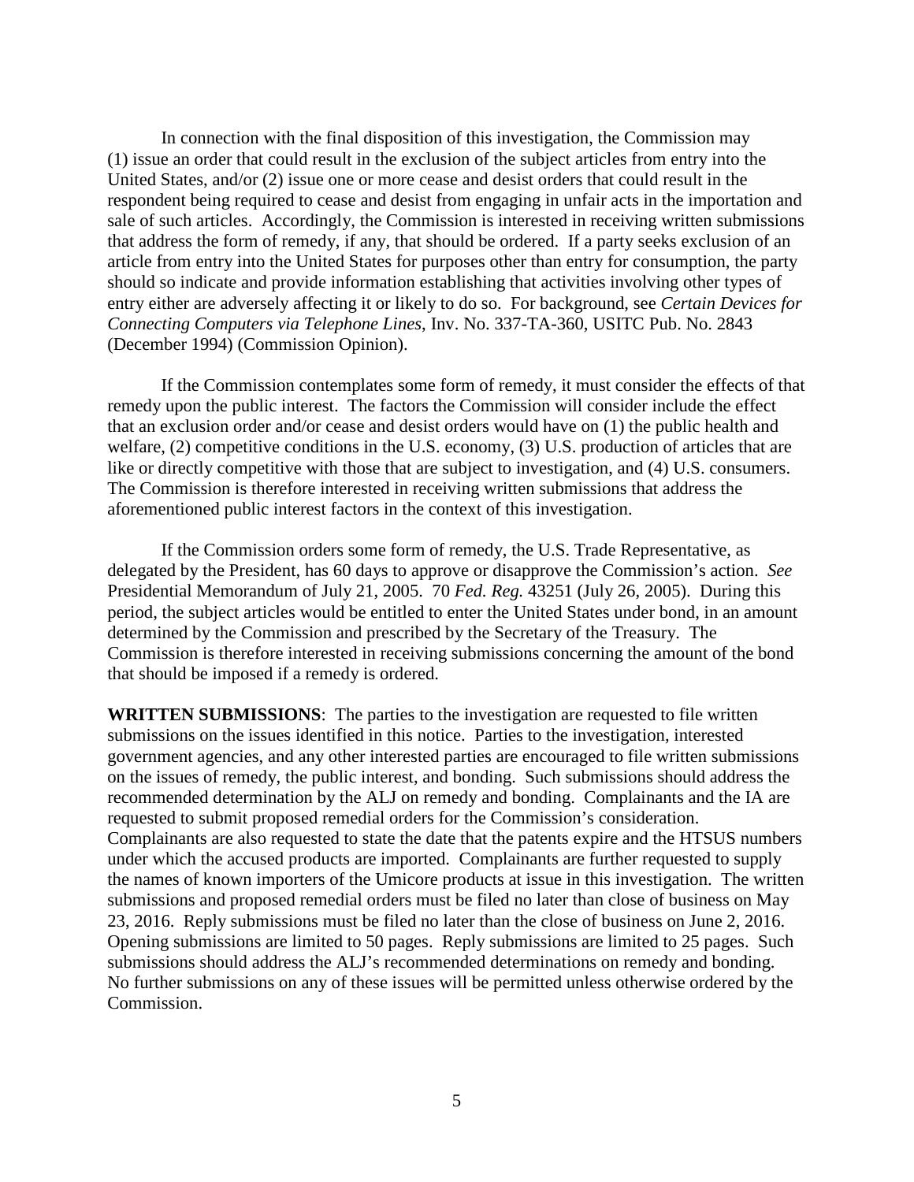In connection with the final disposition of this investigation, the Commission may (1) issue an order that could result in the exclusion of the subject articles from entry into the United States, and/or (2) issue one or more cease and desist orders that could result in the respondent being required to cease and desist from engaging in unfair acts in the importation and sale of such articles. Accordingly, the Commission is interested in receiving written submissions that address the form of remedy, if any, that should be ordered. If a party seeks exclusion of an article from entry into the United States for purposes other than entry for consumption, the party should so indicate and provide information establishing that activities involving other types of entry either are adversely affecting it or likely to do so. For background, see *Certain Devices for Connecting Computers via Telephone Lines*, Inv. No. 337-TA-360, USITC Pub. No. 2843 (December 1994) (Commission Opinion).

If the Commission contemplates some form of remedy, it must consider the effects of that remedy upon the public interest. The factors the Commission will consider include the effect that an exclusion order and/or cease and desist orders would have on (1) the public health and welfare, (2) competitive conditions in the U.S. economy, (3) U.S. production of articles that are like or directly competitive with those that are subject to investigation, and (4) U.S. consumers. The Commission is therefore interested in receiving written submissions that address the aforementioned public interest factors in the context of this investigation.

If the Commission orders some form of remedy, the U.S. Trade Representative, as delegated by the President, has 60 days to approve or disapprove the Commission's action. *See* Presidential Memorandum of July 21, 2005. 70 *Fed. Reg.* 43251 (July 26, 2005). During this period, the subject articles would be entitled to enter the United States under bond, in an amount determined by the Commission and prescribed by the Secretary of the Treasury. The Commission is therefore interested in receiving submissions concerning the amount of the bond that should be imposed if a remedy is ordered.

**WRITTEN SUBMISSIONS**: The parties to the investigation are requested to file written submissions on the issues identified in this notice. Parties to the investigation, interested government agencies, and any other interested parties are encouraged to file written submissions on the issues of remedy, the public interest, and bonding. Such submissions should address the recommended determination by the ALJ on remedy and bonding. Complainants and the IA are requested to submit proposed remedial orders for the Commission's consideration. Complainants are also requested to state the date that the patents expire and the HTSUS numbers under which the accused products are imported. Complainants are further requested to supply the names of known importers of the Umicore products at issue in this investigation. The written submissions and proposed remedial orders must be filed no later than close of business on May 23, 2016. Reply submissions must be filed no later than the close of business on June 2, 2016. Opening submissions are limited to 50 pages. Reply submissions are limited to 25 pages. Such submissions should address the ALJ's recommended determinations on remedy and bonding. No further submissions on any of these issues will be permitted unless otherwise ordered by the Commission.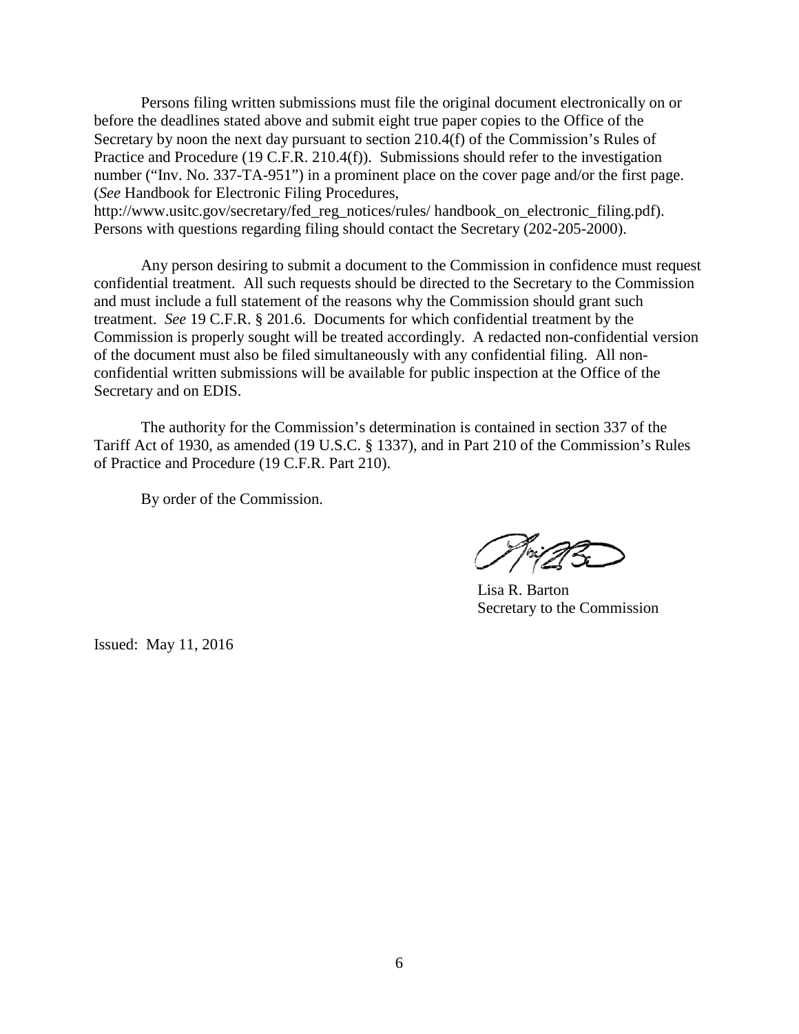Persons filing written submissions must file the original document electronically on or before the deadlines stated above and submit eight true paper copies to the Office of the Secretary by noon the next day pursuant to section 210.4(f) of the Commission's Rules of Practice and Procedure (19 C.F.R. 210.4(f)). Submissions should refer to the investigation number ("Inv. No. 337-TA-951") in a prominent place on the cover page and/or the first page. (*See* Handbook for Electronic Filing Procedures, http://www.usitc.gov/secretary/fed_reg_notices/rules/ handbook_on_electronic_filing.pdf). Persons with questions regarding filing should contact the Secretary (202-205-2000).

Any person desiring to submit a document to the Commission in confidence must request confidential treatment. All such requests should be directed to the Secretary to the Commission and must include a full statement of the reasons why the Commission should grant such treatment. *See* 19 C.F.R. § 201.6. Documents for which confidential treatment by the Commission is properly sought will be treated accordingly. A redacted non-confidential version of the document must also be filed simultaneously with any confidential filing. All non-confidential written submissions will be available for public inspection at the Office of the Secretary and on EDIS.

The authority for the Commission's determination is contained in section 337 of the Tariff Act of 1930, as amended (19 U.S.C. § 1337), and in Part 210 of the Commission's Rules of Practice and Procedure (19 C.F.R. Part 210).

By order of the Commission.

Lisa R. Barton
Secretary to the Commission

Issued: May 11, 2016